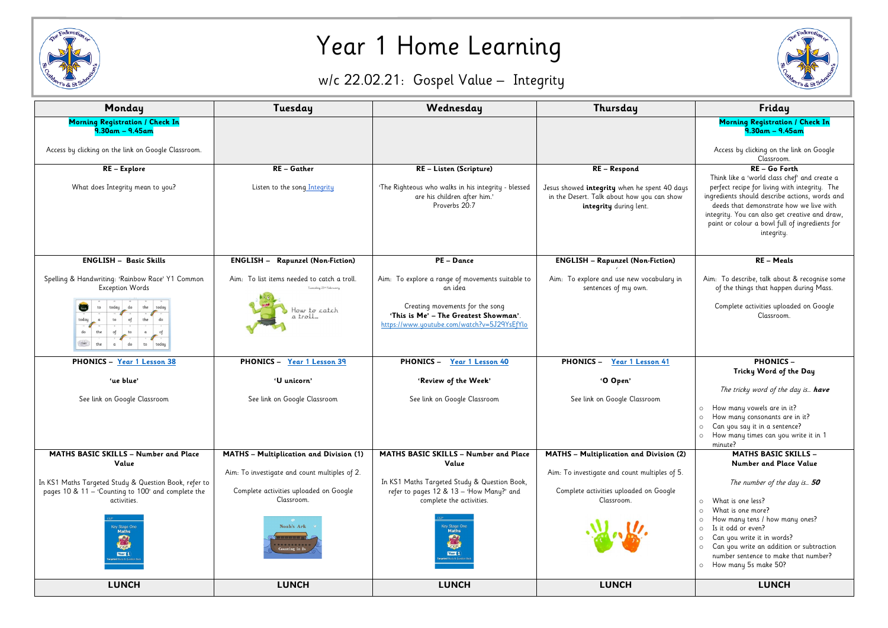# Year 1 Home Learning

## w/c 22.02.21: Gospel Value – Integrity

| Monday | Tuesday | Wednesday | Thursday | Friday |
|---|---|---|---|---|
| **Morning Registration / Check In 9.30am – 9.45am**<br><br>Access by clicking on the link on Google Classroom. | | | | **Morning Registration / Check In 9.30am – 9.45am**<br><br>Access by clicking on the link on Google Classroom. |
| **RE – Explore**<br><br>What does Integrity mean to you? | **RE – Gather**<br><br>Listen to the song Integrity | **RE – Listen (Scripture)**<br><br>'The Righteous who walks in his integrity - blessed are his children after him.'<br>Proverbs 20:7 | **RE – Respond**<br><br>Jesus showed **integrity** when he spent 40 days in the Desert. Talk about how you can show **integrity** during lent. | **RE – Go Forth**<br>Think like a 'world class chef' and create a perfect recipe for living with integrity. The ingredients should describe actions, words and deeds that demonstrate how we live with integrity. You can also get creative and draw, paint or colour a bowl full of ingredients for integrity. |
| **ENGLISH – Basic Skills**<br><br>Spelling & Handwriting: 'Rainbow Race' Y1 Common Exception Words | **ENGLISH – Rapunzel (Non-Fiction)**<br><br>Aim: To list items needed to catch a troll.<br><br>How to catch a troll... | **PE – Dance**<br><br>Aim: To explore a range of movements suitable to an idea<br><br>Creating movements for the song<br>**'This is Me' – The Greatest Showman'.**<br>https://www.youtube.com/watch?v=5J29YsEfYlo | **ENGLISH – Rapunzel (Non-Fiction)**<br><br>Aim: To explore and use new vocabulary in sentences of my own. | **RE – Meals**<br><br>Aim: To describe, talk about & recognise some of the things that happen during Mass.<br><br>Complete activities uploaded on Google Classroom. |
| **PHONICS – Year 1 Lesson 38**<br><br>**'ue blue'**<br><br>See link on Google Classroom | **PHONICS – Year 1 Lesson 39**<br><br>**'U unicorn'**<br><br>See link on Google Classroom | **PHONICS – Year 1 Lesson 40**<br><br>**'Review of the Week'**<br><br>See link on Google Classroom | **PHONICS – Year 1 Lesson 41**<br><br>**'O Open'**<br><br>See link on Google Classroom | **PHONICS – Tricky Word of the Day**<br><br>*The tricky word of the day is… **have***<br><br>○ How many vowels are in it?<br>○ How many consonants are in it?<br>○ Can you say it in a sentence?<br>○ How many times can you write it in 1 minute? |
| **MATHS BASIC SKILLS – Number and Place Value**<br><br>In KS1 Maths Targeted Study & Question Book, refer to pages 10 & 11 – 'Counting to 100' and complete the activities. | **MATHS – Multiplication and Division (1)**<br><br>Aim: To investigate and count multiples of 2.<br><br>Complete activities uploaded on Google Classroom. | **MATHS BASIC SKILLS – Number and Place Value**<br><br>In KS1 Maths Targeted Study & Question Book, refer to pages 12 & 13 – 'How Many?' and complete the activities. | **MATHS – Multiplication and Division (2)**<br><br>Aim: To investigate and count multiples of 5.<br><br>Complete activities uploaded on Google Classroom. | **MATHS BASIC SKILLS – Number and Place Value**<br><br>*The number of the day is… **50***<br><br>○ What is one less?<br>○ What is one more?<br>○ How many tens / how many ones?<br>○ Is it odd or even?<br>○ Can you write it in words?<br>○ Can you write an addition or subtraction number sentence to make that number?<br>○ How many 5s make 50? |
| **LUNCH** | **LUNCH** | **LUNCH** | **LUNCH** | **LUNCH** |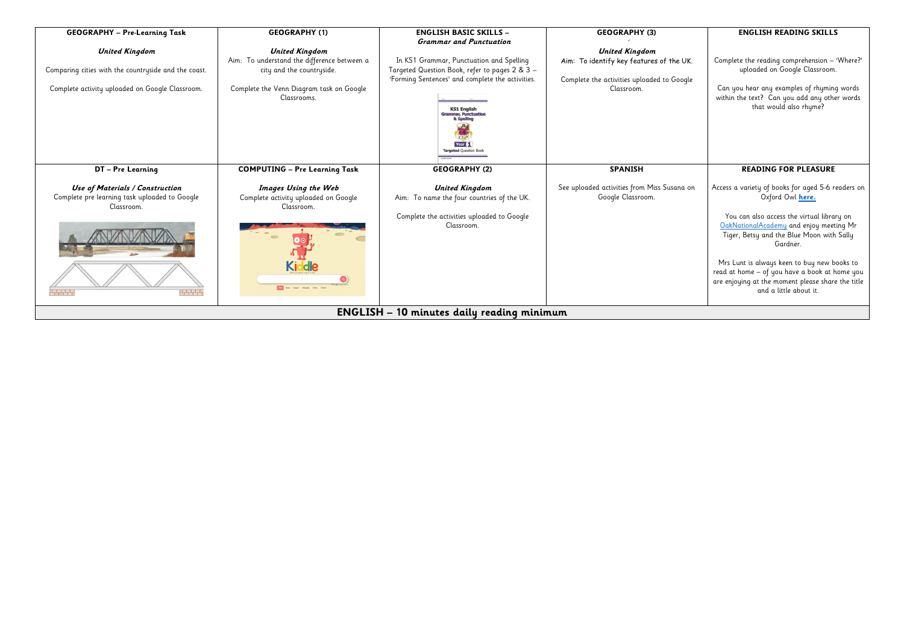| | | | | |
|---|---|---|---|---|
| **GEOGRAPHY – Pre-Learning Task**<br><br>***United Kingdom***<br><br>Comparing cities with the countryside and the coast.<br><br>Complete activity uploaded on Google Classroom. | **GEOGRAPHY (1)**<br><br>***United Kingdom***<br>Aim: To understand the difference between a city and the countryside.<br><br>Complete the Venn Diagram task on Google Classrooms. | **ENGLISH BASIC SKILLS – *Grammar and Punctuation***<br><br>In KS1 Grammar, Punctuation and Spelling Targeted Question Book, refer to pages 2 & 3 – 'Forming Sentences' and complete the activities. | **GEOGRAPHY (3)**<br><br>***United Kingdom***<br>Aim: To identify key features of the UK.<br><br>Complete the activities uploaded to Google Classroom. | **ENGLISH READING SKILLS**<br><br>Complete the reading comprehension – 'Where?' uploaded on Google Classroom.<br><br>Can you hear any examples of rhyming words within the text? Can you add any other words that would also rhyme? |
| **DT – Pre Learning**<br><br>***Use of Materials / Construction***<br>Complete pre learning task uploaded to Google Classroom. | **COMPUTING – Pre Learning Task**<br><br>***Images Using the Web***<br>Complete activity uploaded on Google Classroom. | **GEOGRAPHY (2)**<br><br>***United Kingdom***<br>Aim: To name the four countries of the UK.<br><br>Complete the activities uploaded to Google Classroom. | **SPANISH**<br><br>See uploaded activities from Miss Susana on Google Classroom. | **READING FOR PLEASURE**<br><br>Access a variety of books for aged 5-6 readers on Oxford Owl **here.**<br><br>You can also access the virtual library on OakNationalAcademy and enjoy meeting Mr Tiger, Betsy and the Blue Moon with Sally Gardner.<br><br>Mrs Lunt is always keen to buy new books to read at home – of you have a book at home you are enjoying at the moment please share the title and a little about it. |
| **ENGLISH – 10 minutes daily reading minimum** | | | | |